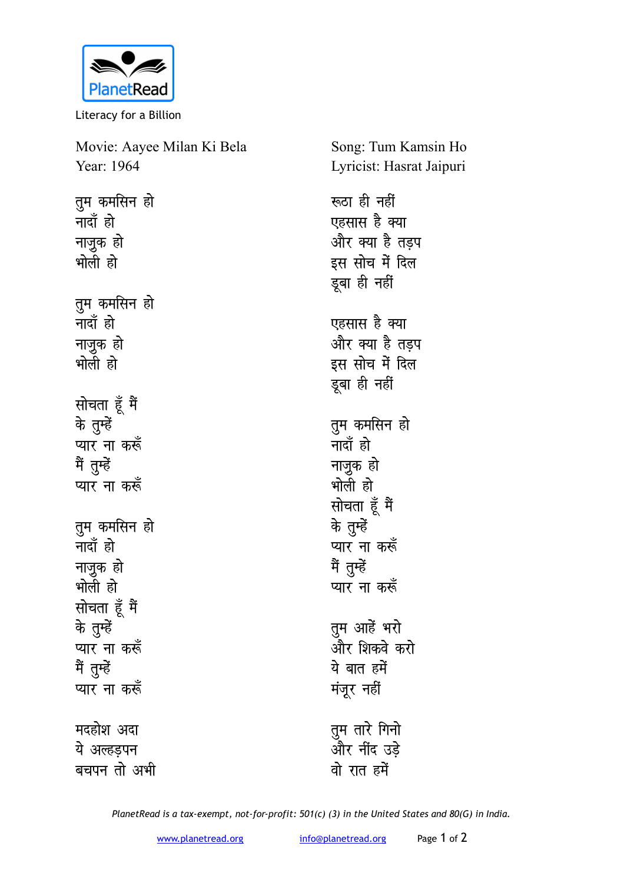Literacy for a Billion

Movie: Aayee Milan Ki Bela
Year: 1964

Song: Tum Kamsin Ho
Lyricist: Hasrat Jaipuri

तुम कमसिन हो
नादाँ हो
नाज़ुक हो
भोली हो

तुम कमसिन हो
नादाँ हो
नाज़ुक हो
भोली हो

सोचता हूँ मैं
के तुम्हें
प्यार ना करूँ
मैं तुम्हें
प्यार ना करूँ

तुम कमसिन हो
नादाँ हो
नाज़ुक हो
भोली हो
सोचता हूँ मैं
के तुम्हें
प्यार ना करूँ
मैं तुम्हें
प्यार ना करूँ

मदहोश अदा
ये अल्हड़पन
बचपन तो अभी
रूठा ही नहीं
एहसास है क्या
और क्या है तड़प
इस सोच में दिल
डूबा ही नहीं

एहसास है क्या
और क्या है तड़प
इस सोच में दिल
डूबा ही नहीं

तुम कमसिन हो
नादाँ हो
नाज़ुक हो
भोली हो
सोचता हूँ मैं
के तुम्हें
प्यार ना करूँ
मैं तुम्हें
प्यार ना करूँ

तुम आहें भरो
और शिकवे करो
ये बात हमें
मंज़ूर नहीं

तुम तारे गिनो
और नींद उड़े
वो रात हमें

*PlanetRead is a tax-exempt, not-for-profit: 501(c) (3) in the United States and 80(G) in India.*

www.planetread.org info@planetread.org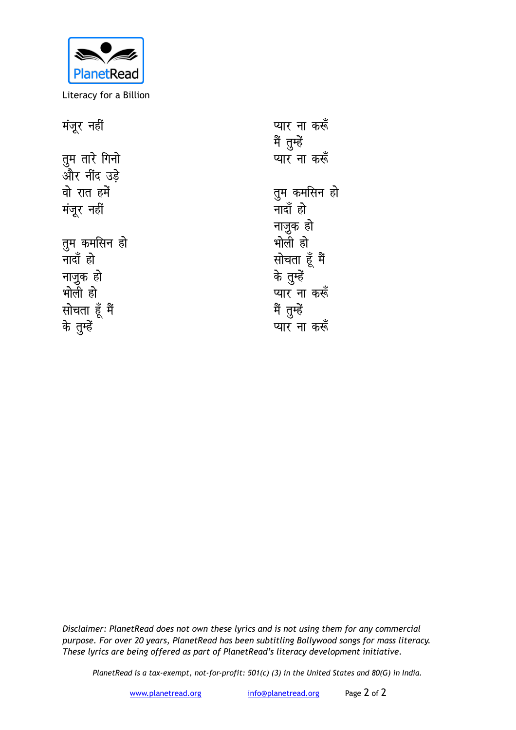मंज़ूर नहीं

तुम तारे गिनो
और नींद उड़े
वो रात हमें
मंज़ूर नहीं

तुम कमसिन हो
नादाँ हो
नाज़ुक हो
भोली हो
सोचता हूँ मैं
के तुम्हें

प्यार ना करूँ
मैं तुम्हें
प्यार ना करूँ

तुम कमसिन हो
नादाँ हो
नाज़ुक हो
भोली हो
सोचता हूँ मैं
के तुम्हें
प्यार ना करूँ
मैं तुम्हें
प्यार ना करूँ

*Disclaimer: PlanetRead does not own these lyrics and is not using them for any commercial purpose. For over 20 years, PlanetRead has been subtitling Bollywood songs for mass literacy. These lyrics are being offered as part of PlanetRead's literacy development initiative.*

*PlanetRead is a tax-exempt, not-for-profit: 501(c) (3) in the United States and 80(G) in India.*

www.planetread.org info@planetread.org